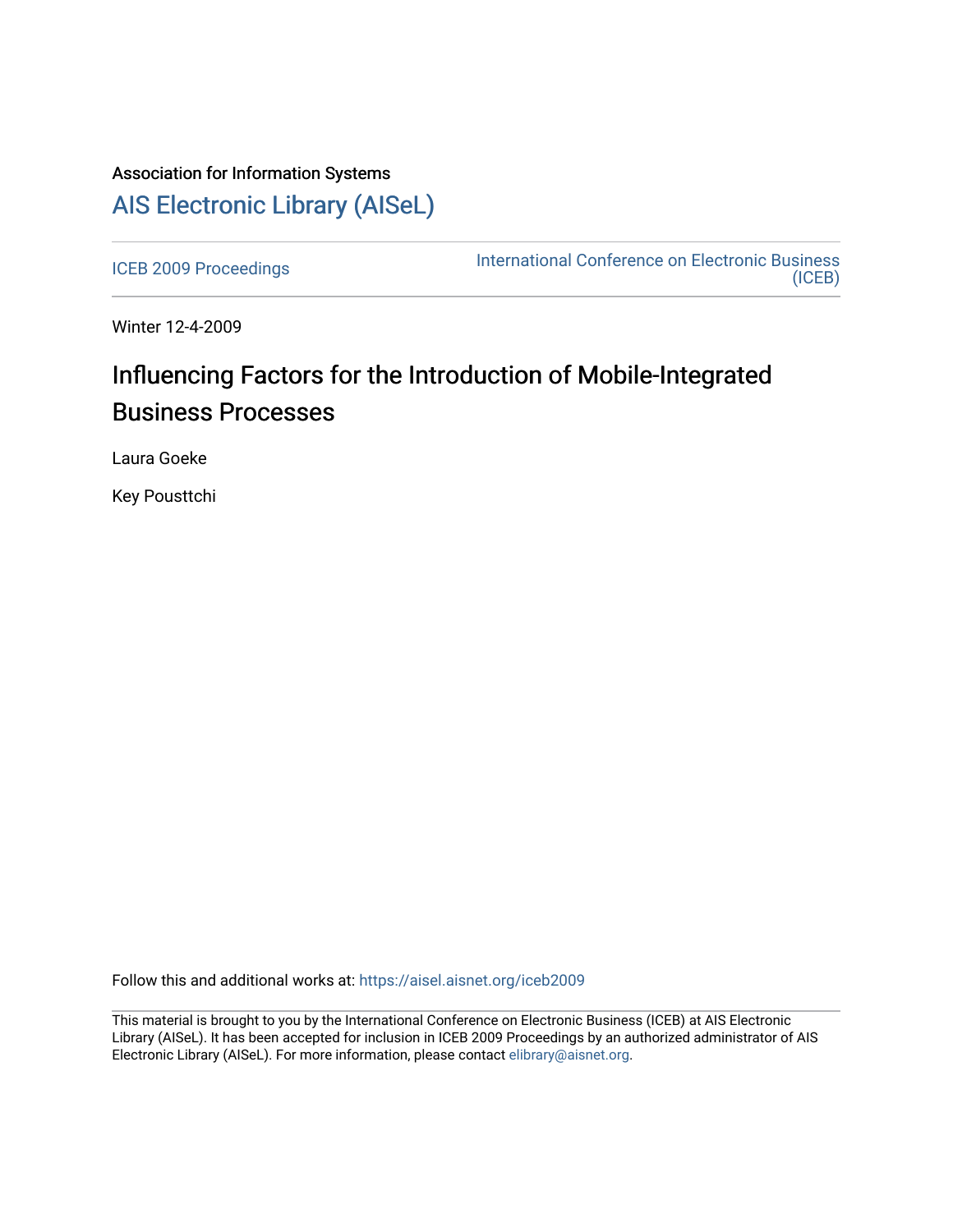Association for Information Systems

# AIS Electronic Library (AISeL)

ICEB 2009 Proceedings

International Conference on Electronic Business (ICEB)

Winter 12-4-2009

# Influencing Factors for the Introduction of Mobile-Integrated Business Processes

Laura Goeke

Key Pousttchi

Follow this and additional works at: https://aisel.aisnet.org/iceb2009

This material is brought to you by the International Conference on Electronic Business (ICEB) at AIS Electronic Library (AISeL). It has been accepted for inclusion in ICEB 2009 Proceedings by an authorized administrator of AIS Electronic Library (AISeL). For more information, please contact elibrary@aisnet.org.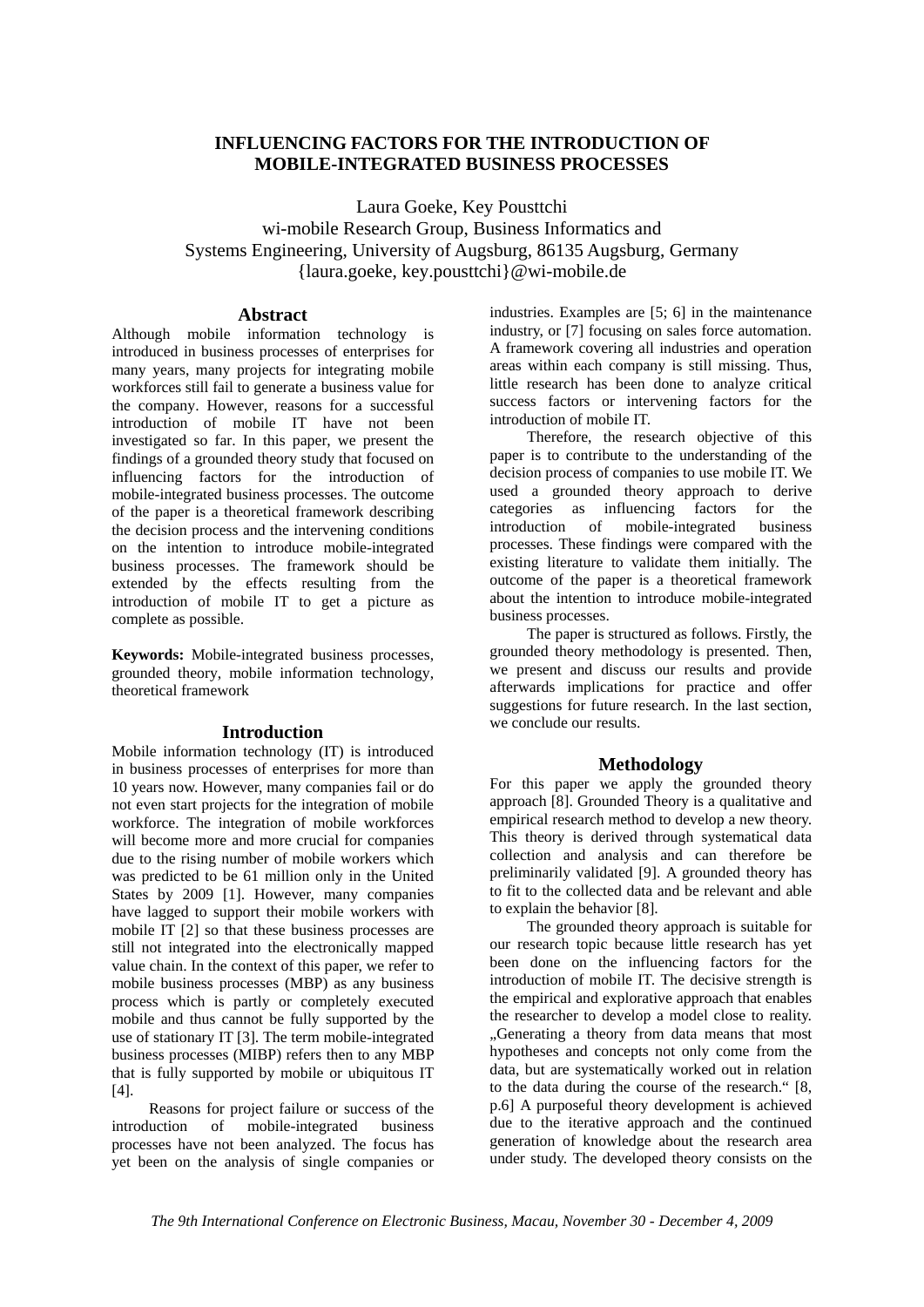# INFLUENCING FACTORS FOR THE INTRODUCTION OF MOBILE-INTEGRATED BUSINESS PROCESSES

Laura Goeke, Key Pousttchi
wi-mobile Research Group, Business Informatics and Systems Engineering, University of Augsburg, 86135 Augsburg, Germany
{laura.goeke, key.pousttchi}@wi-mobile.de

## Abstract

Although mobile information technology is introduced in business processes of enterprises for many years, many projects for integrating mobile workforces still fail to generate a business value for the company. However, reasons for a successful introduction of mobile IT have not been investigated so far. In this paper, we present the findings of a grounded theory study that focused on influencing factors for the introduction of mobile-integrated business processes. The outcome of the paper is a theoretical framework describing the decision process and the intervening conditions on the intention to introduce mobile-integrated business processes. The framework should be extended by the effects resulting from the introduction of mobile IT to get a picture as complete as possible.

**Keywords:** Mobile-integrated business processes, grounded theory, mobile information technology, theoretical framework

## Introduction

Mobile information technology (IT) is introduced in business processes of enterprises for more than 10 years now. However, many companies fail or do not even start projects for the integration of mobile workforce. The integration of mobile workforces will become more and more crucial for companies due to the rising number of mobile workers which was predicted to be 61 million only in the United States by 2009 [1]. However, many companies have lagged to support their mobile workers with mobile IT [2] so that these business processes are still not integrated into the electronically mapped value chain. In the context of this paper, we refer to mobile business processes (MBP) as any business process which is partly or completely executed mobile and thus cannot be fully supported by the use of stationary IT [3]. The term mobile-integrated business processes (MIBP) refers then to any MBP that is fully supported by mobile or ubiquitous IT [4].

Reasons for project failure or success of the introduction of mobile-integrated business processes have not been analyzed. The focus has yet been on the analysis of single companies or industries. Examples are [5; 6] in the maintenance industry, or [7] focusing on sales force automation. A framework covering all industries and operation areas within each company is still missing. Thus, little research has been done to analyze critical success factors or intervening factors for the introduction of mobile IT.

Therefore, the research objective of this paper is to contribute to the understanding of the decision process of companies to use mobile IT. We used a grounded theory approach to derive categories as influencing factors for the introduction of mobile-integrated business processes. These findings were compared with the existing literature to validate them initially. The outcome of the paper is a theoretical framework about the intention to introduce mobile-integrated business processes.

The paper is structured as follows. Firstly, the grounded theory methodology is presented. Then, we present and discuss our results and provide afterwards implications for practice and offer suggestions for future research. In the last section, we conclude our results.

## Methodology

For this paper we apply the grounded theory approach [8]. Grounded Theory is a qualitative and empirical research method to develop a new theory. This theory is derived through systematical data collection and analysis and can therefore be preliminarily validated [9]. A grounded theory has to fit to the collected data and be relevant and able to explain the behavior [8].

The grounded theory approach is suitable for our research topic because little research has yet been done on the influencing factors for the introduction of mobile IT. The decisive strength is the empirical and explorative approach that enables the researcher to develop a model close to reality. „Generating a theory from data means that most hypotheses and concepts not only come from the data, but are systematically worked out in relation to the data during the course of the research." [8, p.6] A purposeful theory development is achieved due to the iterative approach and the continued generation of knowledge about the research area under study. The developed theory consists on the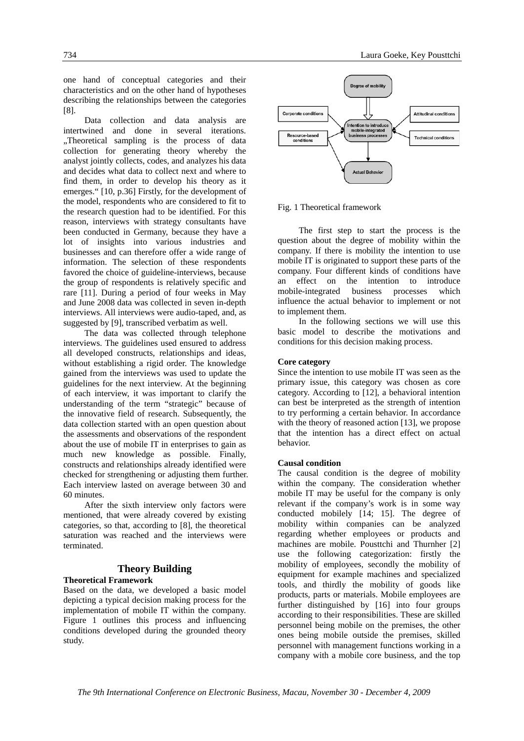one hand of conceptual categories and their characteristics and on the other hand of hypotheses describing the relationships between the categories [8].

Data collection and data analysis are intertwined and done in several iterations. „Theoretical sampling is the process of data collection for generating theory whereby the analyst jointly collects, codes, and analyzes his data and decides what data to collect next and where to find them, in order to develop his theory as it emerges." [10, p.36] Firstly, for the development of the model, respondents who are considered to fit to the research question had to be identified. For this reason, interviews with strategy consultants have been conducted in Germany, because they have a lot of insights into various industries and businesses and can therefore offer a wide range of information. The selection of these respondents favored the choice of guideline-interviews, because the group of respondents is relatively specific and rare [11]. During a period of four weeks in May and June 2008 data was collected in seven in-depth interviews. All interviews were audio-taped, and, as suggested by [9], transcribed verbatim as well.

The data was collected through telephone interviews. The guidelines used ensured to address all developed constructs, relationships and ideas, without establishing a rigid order. The knowledge gained from the interviews was used to update the guidelines for the next interview. At the beginning of each interview, it was important to clarify the understanding of the term "strategic" because of the innovative field of research. Subsequently, the data collection started with an open question about the assessments and observations of the respondent about the use of mobile IT in enterprises to gain as much new knowledge as possible. Finally, constructs and relationships already identified were checked for strengthening or adjusting them further. Each interview lasted on average between 30 and 60 minutes.

After the sixth interview only factors were mentioned, that were already covered by existing categories, so that, according to [8], the theoretical saturation was reached and the interviews were terminated.

## Theory Building

### Theoretical Framework

Based on the data, we developed a basic model depicting a typical decision making process for the implementation of mobile IT within the company. Figure 1 outlines this process and influencing conditions developed during the grounded theory study.

Fig. 1 Theoretical framework

The first step to start the process is the question about the degree of mobility within the company. If there is mobility the intention to use mobile IT is originated to support these parts of the company. Four different kinds of conditions have an effect on the intention to introduce mobile-integrated business processes which influence the actual behavior to implement or not to implement them.

In the following sections we will use this basic model to describe the motivations and conditions for this decision making process.

### Core category

Since the intention to use mobile IT was seen as the primary issue, this category was chosen as core category. According to [12], a behavioral intention can best be interpreted as the strength of intention to try performing a certain behavior. In accordance with the theory of reasoned action [13], we propose that the intention has a direct effect on actual behavior.

### Causal condition

The causal condition is the degree of mobility within the company. The consideration whether mobile IT may be useful for the company is only relevant if the company's work is in some way conducted mobilely [14; 15]. The degree of mobility within companies can be analyzed regarding whether employees or products and machines are mobile. Pousttchi and Thurnher [2] use the following categorization: firstly the mobility of employees, secondly the mobility of equipment for example machines and specialized tools, and thirdly the mobility of goods like products, parts or materials. Mobile employees are further distinguished by [16] into four groups according to their responsibilities. These are skilled personnel being mobile on the premises, the other ones being mobile outside the premises, skilled personnel with management functions working in a company with a mobile core business, and the top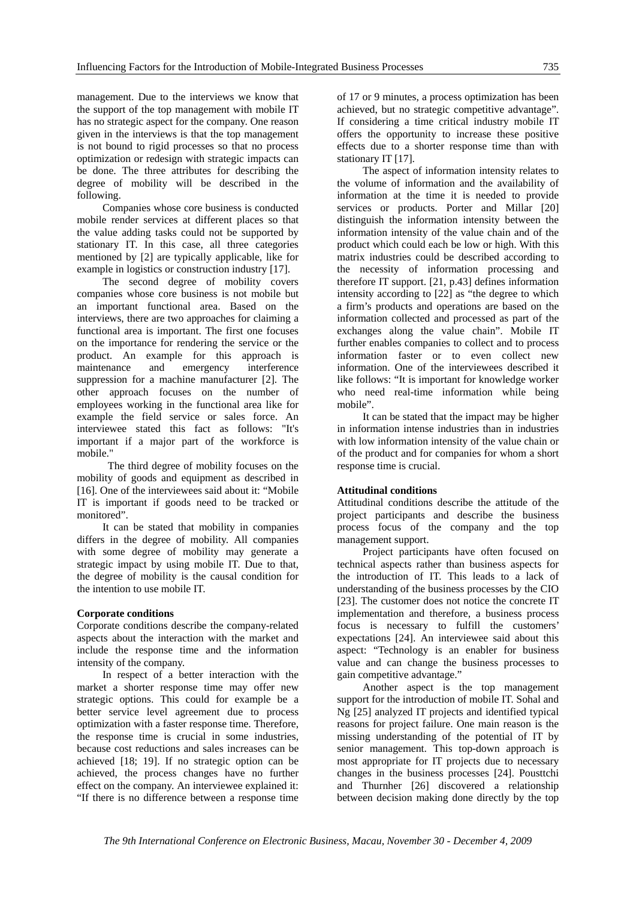management. Due to the interviews we know that the support of the top management with mobile IT has no strategic aspect for the company. One reason given in the interviews is that the top management is not bound to rigid processes so that no process optimization or redesign with strategic impacts can be done. The three attributes for describing the degree of mobility will be described in the following.

Companies whose core business is conducted mobile render services at different places so that the value adding tasks could not be supported by stationary IT. In this case, all three categories mentioned by [2] are typically applicable, like for example in logistics or construction industry [17].

The second degree of mobility covers companies whose core business is not mobile but an important functional area. Based on the interviews, there are two approaches for claiming a functional area is important. The first one focuses on the importance for rendering the service or the product. An example for this approach is maintenance and emergency interference suppression for a machine manufacturer [2]. The other approach focuses on the number of employees working in the functional area like for example the field service or sales force. An interviewee stated this fact as follows: "It's important if a major part of the workforce is mobile."

The third degree of mobility focuses on the mobility of goods and equipment as described in [16]. One of the interviewees said about it: "Mobile IT is important if goods need to be tracked or monitored".

It can be stated that mobility in companies differs in the degree of mobility. All companies with some degree of mobility may generate a strategic impact by using mobile IT. Due to that, the degree of mobility is the causal condition for the intention to use mobile IT.

**Corporate conditions**

Corporate conditions describe the company-related aspects about the interaction with the market and include the response time and the information intensity of the company.

In respect of a better interaction with the market a shorter response time may offer new strategic options. This could for example be a better service level agreement due to process optimization with a faster response time. Therefore, the response time is crucial in some industries, because cost reductions and sales increases can be achieved [18; 19]. If no strategic option can be achieved, the process changes have no further effect on the company. An interviewee explained it: "If there is no difference between a response time of 17 or 9 minutes, a process optimization has been achieved, but no strategic competitive advantage". If considering a time critical industry mobile IT offers the opportunity to increase these positive effects due to a shorter response time than with stationary IT [17].

The aspect of information intensity relates to the volume of information and the availability of information at the time it is needed to provide services or products. Porter and Millar [20] distinguish the information intensity between the information intensity of the value chain and of the product which could each be low or high. With this matrix industries could be described according to the necessity of information processing and therefore IT support. [21, p.43] defines information intensity according to [22] as "the degree to which a firm's products and operations are based on the information collected and processed as part of the exchanges along the value chain". Mobile IT further enables companies to collect and to process information faster or to even collect new information. One of the interviewees described it like follows: "It is important for knowledge worker who need real-time information while being mobile".

It can be stated that the impact may be higher in information intense industries than in industries with low information intensity of the value chain or of the product and for companies for whom a short response time is crucial.

**Attitudinal conditions**

Attitudinal conditions describe the attitude of the project participants and describe the business process focus of the company and the top management support.

Project participants have often focused on technical aspects rather than business aspects for the introduction of IT. This leads to a lack of understanding of the business processes by the CIO [23]. The customer does not notice the concrete IT implementation and therefore, a business process focus is necessary to fulfill the customers' expectations [24]. An interviewee said about this aspect: "Technology is an enabler for business value and can change the business processes to gain competitive advantage."

Another aspect is the top management support for the introduction of mobile IT. Sohal and Ng [25] analyzed IT projects and identified typical reasons for project failure. One main reason is the missing understanding of the potential of IT by senior management. This top-down approach is most appropriate for IT projects due to necessary changes in the business processes [24]. Pousttchi and Thurnher [26] discovered a relationship between decision making done directly by the top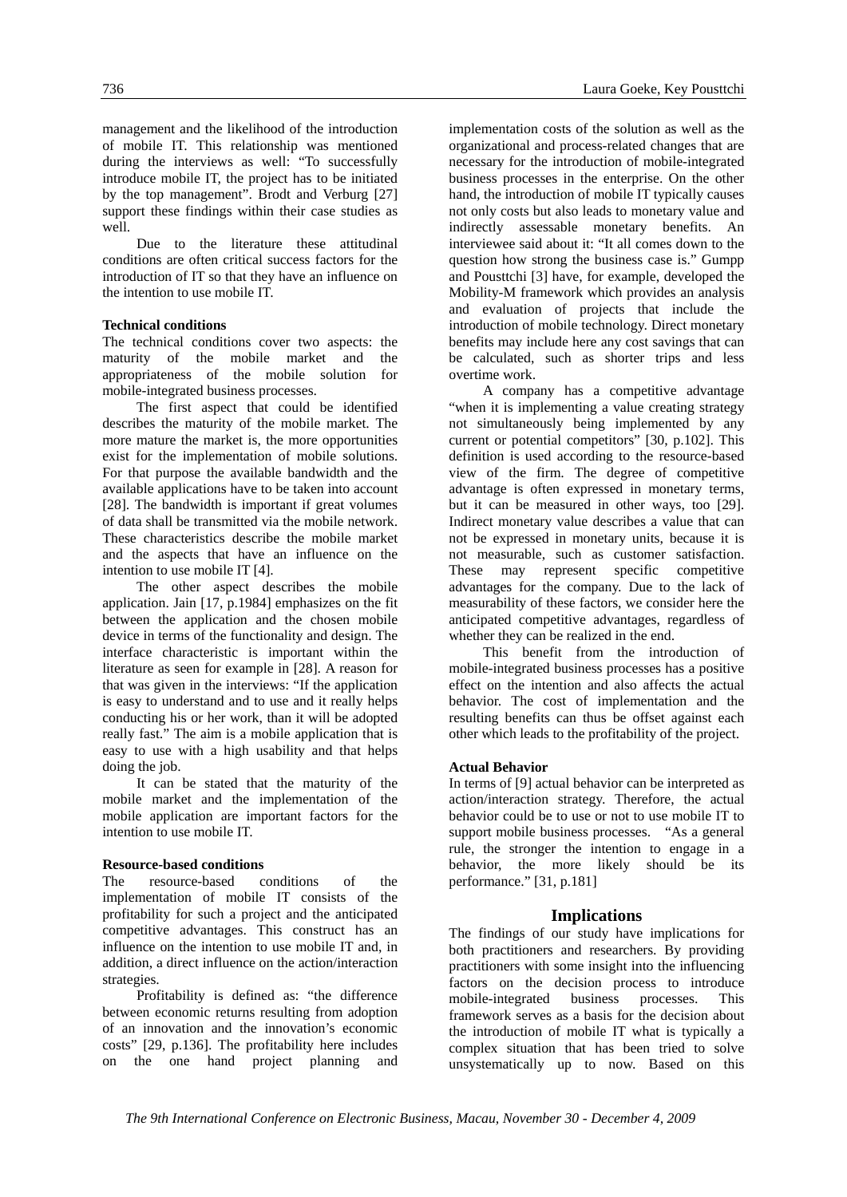management and the likelihood of the introduction of mobile IT. This relationship was mentioned during the interviews as well: "To successfully introduce mobile IT, the project has to be initiated by the top management". Brodt and Verburg [27] support these findings within their case studies as well.

Due to the literature these attitudinal conditions are often critical success factors for the introduction of IT so that they have an influence on the intention to use mobile IT.

**Technical conditions**

The technical conditions cover two aspects: the maturity of the mobile market and the appropriateness of the mobile solution for mobile-integrated business processes.

The first aspect that could be identified describes the maturity of the mobile market. The more mature the market is, the more opportunities exist for the implementation of mobile solutions. For that purpose the available bandwidth and the available applications have to be taken into account [28]. The bandwidth is important if great volumes of data shall be transmitted via the mobile network. These characteristics describe the mobile market and the aspects that have an influence on the intention to use mobile IT [4].

The other aspect describes the mobile application. Jain [17, p.1984] emphasizes on the fit between the application and the chosen mobile device in terms of the functionality and design. The interface characteristic is important within the literature as seen for example in [28]. A reason for that was given in the interviews: "If the application is easy to understand and to use and it really helps conducting his or her work, than it will be adopted really fast." The aim is a mobile application that is easy to use with a high usability and that helps doing the job.

It can be stated that the maturity of the mobile market and the implementation of the mobile application are important factors for the intention to use mobile IT.

**Resource-based conditions**

The resource-based conditions of the implementation of mobile IT consists of the profitability for such a project and the anticipated competitive advantages. This construct has an influence on the intention to use mobile IT and, in addition, a direct influence on the action/interaction strategies.

Profitability is defined as: "the difference between economic returns resulting from adoption of an innovation and the innovation's economic costs" [29, p.136]. The profitability here includes on the one hand project planning and implementation costs of the solution as well as the organizational and process-related changes that are necessary for the introduction of mobile-integrated business processes in the enterprise. On the other hand, the introduction of mobile IT typically causes not only costs but also leads to monetary value and indirectly assessable monetary benefits. An interviewee said about it: "It all comes down to the question how strong the business case is." Gumpp and Pousttchi [3] have, for example, developed the Mobility-M framework which provides an analysis and evaluation of projects that include the introduction of mobile technology. Direct monetary benefits may include here any cost savings that can be calculated, such as shorter trips and less overtime work.

A company has a competitive advantage "when it is implementing a value creating strategy not simultaneously being implemented by any current or potential competitors" [30, p.102]. This definition is used according to the resource-based view of the firm. The degree of competitive advantage is often expressed in monetary terms, but it can be measured in other ways, too [29]. Indirect monetary value describes a value that can not be expressed in monetary units, because it is not measurable, such as customer satisfaction. These may represent specific competitive advantages for the company. Due to the lack of measurability of these factors, we consider here the anticipated competitive advantages, regardless of whether they can be realized in the end.

This benefit from the introduction of mobile-integrated business processes has a positive effect on the intention and also affects the actual behavior. The cost of implementation and the resulting benefits can thus be offset against each other which leads to the profitability of the project.

**Actual Behavior**

In terms of [9] actual behavior can be interpreted as action/interaction strategy. Therefore, the actual behavior could be to use or not to use mobile IT to support mobile business processes. "As a general rule, the stronger the intention to engage in a behavior, the more likely should be its performance." [31, p.181]

## Implications

The findings of our study have implications for both practitioners and researchers. By providing practitioners with some insight into the influencing factors on the decision process to introduce mobile-integrated business processes. This framework serves as a basis for the decision about the introduction of mobile IT what is typically a complex situation that has been tried to solve unsystematically up to now. Based on this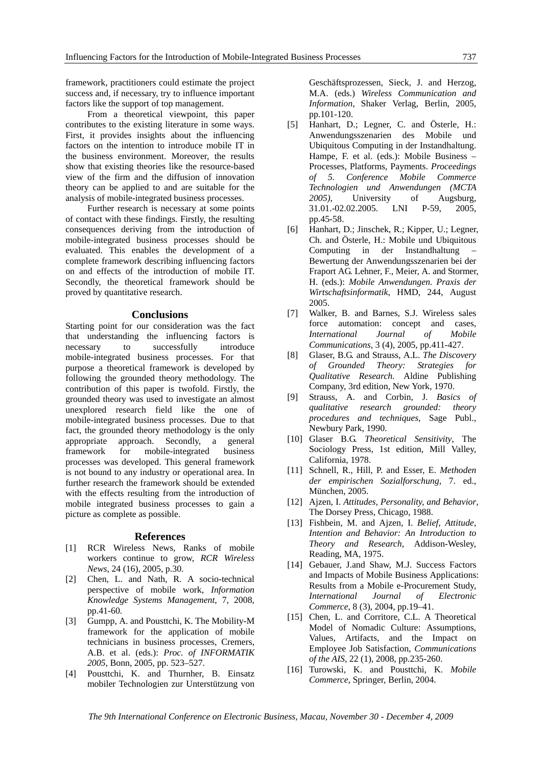framework, practitioners could estimate the project success and, if necessary, try to influence important factors like the support of top management.

From a theoretical viewpoint, this paper contributes to the existing literature in some ways. First, it provides insights about the influencing factors on the intention to introduce mobile IT in the business environment. Moreover, the results show that existing theories like the resource-based view of the firm and the diffusion of innovation theory can be applied to and are suitable for the analysis of mobile-integrated business processes.

Further research is necessary at some points of contact with these findings. Firstly, the resulting consequences deriving from the introduction of mobile-integrated business processes should be evaluated. This enables the development of a complete framework describing influencing factors on and effects of the introduction of mobile IT. Secondly, the theoretical framework should be proved by quantitative research.

## Conclusions

Starting point for our consideration was the fact that understanding the influencing factors is necessary to successfully introduce mobile-integrated business processes. For that purpose a theoretical framework is developed by following the grounded theory methodology. The contribution of this paper is twofold. Firstly, the grounded theory was used to investigate an almost unexplored research field like the one of mobile-integrated business processes. Due to that fact, the grounded theory methodology is the only appropriate approach. Secondly, a general framework for mobile-integrated business processes was developed. This general framework is not bound to any industry or operational area. In further research the framework should be extended with the effects resulting from the introduction of mobile integrated business processes to gain a picture as complete as possible.

## References

[1] RCR Wireless News, Ranks of mobile workers continue to grow, *RCR Wireless News*, 24 (16), 2005, p.30.

[2] Chen, L. and Nath, R. A socio-technical perspective of mobile work, *Information Knowledge Systems Management*, 7, 2008, pp.41-60.

[3] Gumpp, A. and Pousttchi, K. The Mobility-M framework for the application of mobile technicians in business processes, Cremers, A.B. et al. (eds.): *Proc. of INFORMATIK 2005*, Bonn, 2005, pp. 523–527.

[4] Pousttchi, K. and Thurnher, B. Einsatz mobiler Technologien zur Unterstützung von Geschäftsprozessen, Sieck, J. and Herzog, M.A. (eds.) *Wireless Communication and Information*, Shaker Verlag, Berlin, 2005, pp.101-120.

[5] Hanhart, D.; Legner, C. and Österle, H.: Anwendungsszenarien des Mobile und Ubiquitous Computing in der Instandhaltung. Hampe, F. et al. (eds.): Mobile Business – Processes, Platforms, Payments. *Proceedings of 5. Conference Mobile Commerce Technologien und Anwendungen (MCTA 2005)*, University of Augsburg, 31.01.-02.02.2005. LNI P-59, 2005, pp.45-58.

[6] Hanhart, D.; Jinschek, R.; Kipper, U.; Legner, Ch. and Österle, H.: Mobile und Ubiquitous Computing in der Instandhaltung – Bewertung der Anwendungsszenarien bei der Fraport AG. Lehner, F., Meier, A. and Stormer, H. (eds.): *Mobile Anwendungen. Praxis der Wirtschaftsinformatik*, HMD, 244, August 2005.

[7] Walker, B. and Barnes, S.J. Wireless sales force automation: concept and cases, *International Journal of Mobile Communications*, 3 (4), 2005, pp.411-427.

[8] Glaser, B.G. and Strauss, A.L. *The Discovery of Grounded Theory: Strategies for Qualitative Research.* Aldine Publishing Company, 3rd edition, New York, 1970.

[9] Strauss, A. and Corbin, J. *Basics of qualitative research grounded: theory procedures and techniques*, Sage Publ., Newbury Park, 1990.

[10] Glaser B.G. *Theoretical Sensitivity*, The Sociology Press, 1st edition, Mill Valley, California, 1978.

[11] Schnell, R., Hill, P. and Esser, E. *Methoden der empirischen Sozialforschung*, 7. ed., München, 2005.

[12] Ajzen, I. *Attitudes, Personality, and Behavior*, The Dorsey Press, Chicago, 1988.

[13] Fishbein, M. and Ajzen, I. *Belief, Attitude, Intention and Behavior: An Introduction to Theory and Research*, Addison-Wesley, Reading, MA, 1975.

[14] Gebauer, J.and Shaw, M.J. Success Factors and Impacts of Mobile Business Applications: Results from a Mobile e-Procurement Study, *International Journal of Electronic Commerce*, 8 (3), 2004, pp.19–41.

[15] Chen, L. and Corritore, C.L. A Theoretical Model of Nomadic Culture: Assumptions, Values, Artifacts, and the Impact on Employee Job Satisfaction, *Communications of the AIS*, 22 (1), 2008, pp.235-260.

[16] Turowski, K. and Pousttchi, K. *Mobile Commerce*, Springer, Berlin, 2004.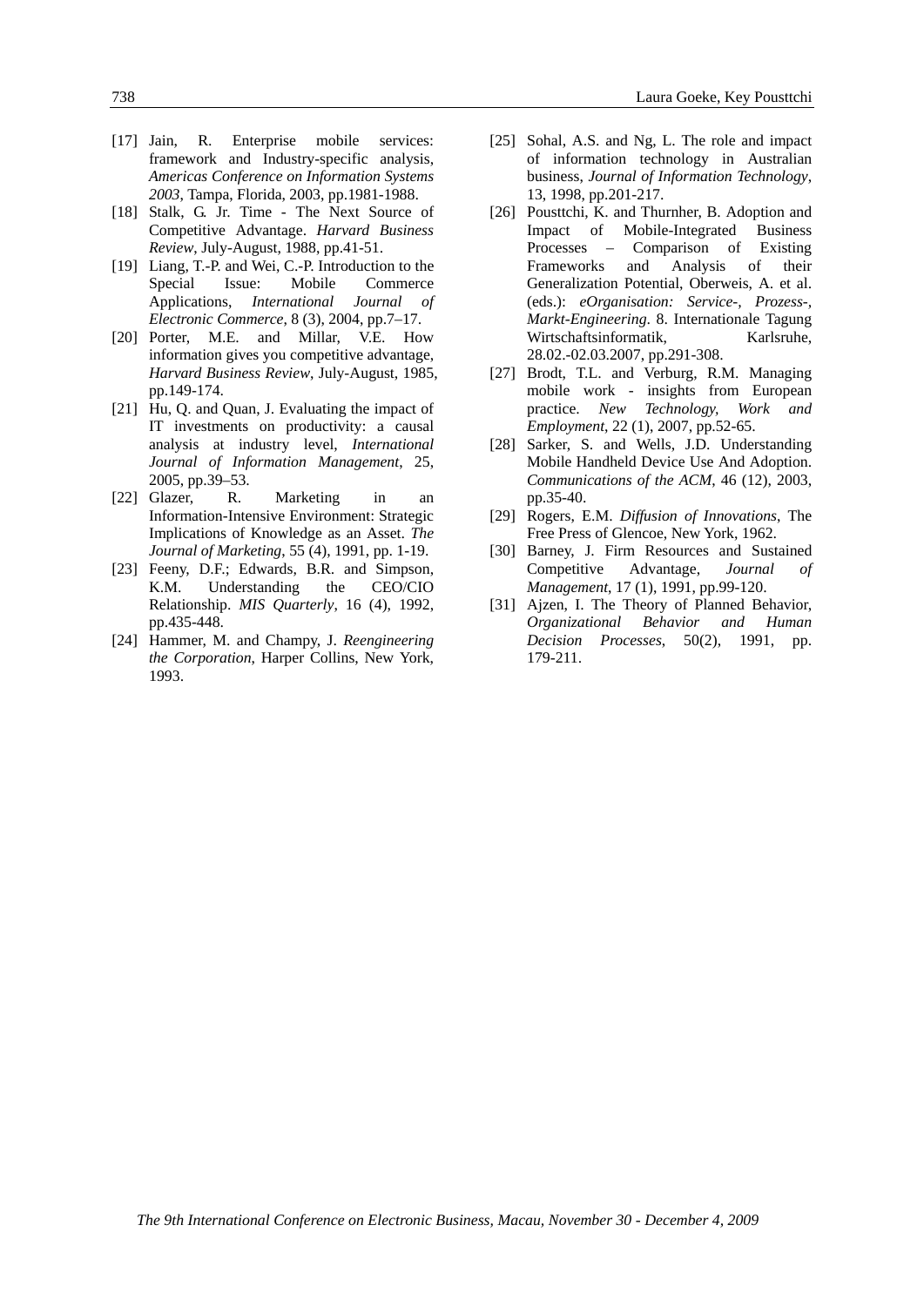[17] Jain, R. Enterprise mobile services: framework and Industry-specific analysis, *Americas Conference on Information Systems 2003*, Tampa, Florida, 2003, pp.1981-1988.

[18] Stalk, G. Jr. Time - The Next Source of Competitive Advantage. *Harvard Business Review*, July-August, 1988, pp.41-51.

[19] Liang, T.-P. and Wei, C.-P. Introduction to the Special Issue: Mobile Commerce Applications, *International Journal of Electronic Commerce*, 8 (3), 2004, pp.7–17.

[20] Porter, M.E. and Millar, V.E. How information gives you competitive advantage, *Harvard Business Review*, July-August, 1985, pp.149-174.

[21] Hu, Q. and Quan, J. Evaluating the impact of IT investments on productivity: a causal analysis at industry level, *International Journal of Information Management*, 25, 2005, pp.39–53.

[22] Glazer, R. Marketing in an Information-Intensive Environment: Strategic Implications of Knowledge as an Asset. *The Journal of Marketing*, 55 (4), 1991, pp. 1-19.

[23] Feeny, D.F.; Edwards, B.R. and Simpson, K.M. Understanding the CEO/CIO Relationship. *MIS Quarterly*, 16 (4), 1992, pp.435-448.

[24] Hammer, M. and Champy, J. *Reengineering the Corporation*, Harper Collins, New York, 1993.

[25] Sohal, A.S. and Ng, L. The role and impact of information technology in Australian business, *Journal of Information Technology*, 13, 1998, pp.201-217.

[26] Pousttchi, K. and Thurnher, B. Adoption and Impact of Mobile-Integrated Business Processes – Comparison of Existing Frameworks and Analysis of their Generalization Potential, Oberweis, A. et al. (eds.): *eOrganisation: Service-, Prozess-, Markt-Engineering*. 8. Internationale Tagung Wirtschaftsinformatik, Karlsruhe, 28.02.-02.03.2007, pp.291-308.

[27] Brodt, T.L. and Verburg, R.M. Managing mobile work - insights from European practice. *New Technology, Work and Employment*, 22 (1), 2007, pp.52-65.

[28] Sarker, S. and Wells, J.D. Understanding Mobile Handheld Device Use And Adoption. *Communications of the ACM*, 46 (12), 2003, pp.35-40.

[29] Rogers, E.M. *Diffusion of Innovations*, The Free Press of Glencoe, New York, 1962.

[30] Barney, J. Firm Resources and Sustained Competitive Advantage, *Journal of Management*, 17 (1), 1991, pp.99-120.

[31] Ajzen, I. The Theory of Planned Behavior, *Organizational Behavior and Human Decision Processes*, 50(2), 1991, pp. 179-211.